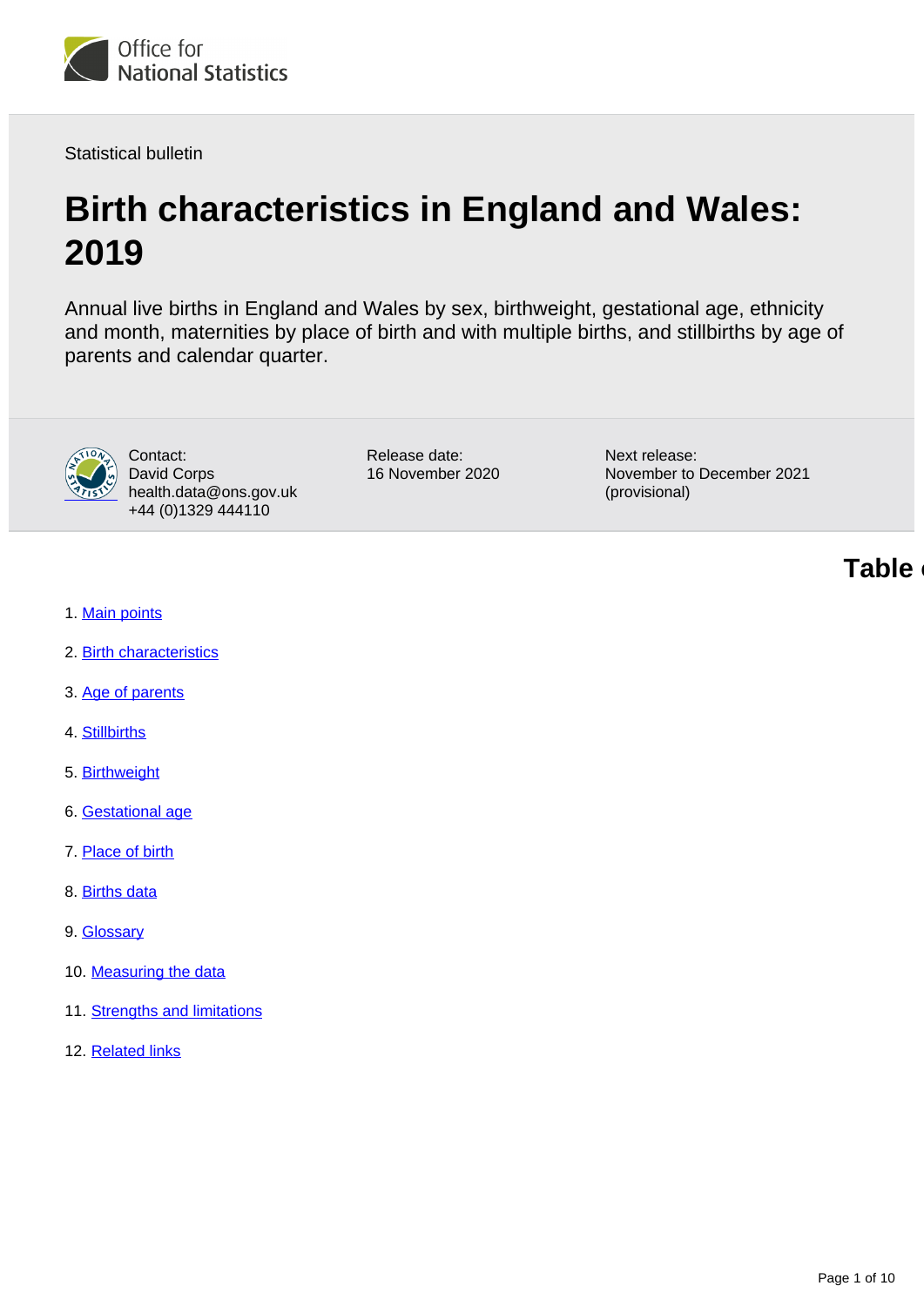Statistical bulletin

# Birth characteristics in England and Wales: 2019

Annual live births in England and Wales by sex, birthweight, gestational age, ethnicity and month, maternities by place of birth and with multiple births, and stillbirths by age of parents and calendar quarter.

Contact:
David Corps
health.data@ons.gov.uk
+44 (0)1329 444110

Release date:
16 November 2020

Next release:
November to December 2021 (provisional)

## Table of contents

1. Main points
2. Birth characteristics
3. Age of parents
4. Stillbirths
5. Birthweight
6. Gestational age
7. Place of birth
8. Births data
9. Glossary
10. Measuring the data
11. Strengths and limitations
12. Related links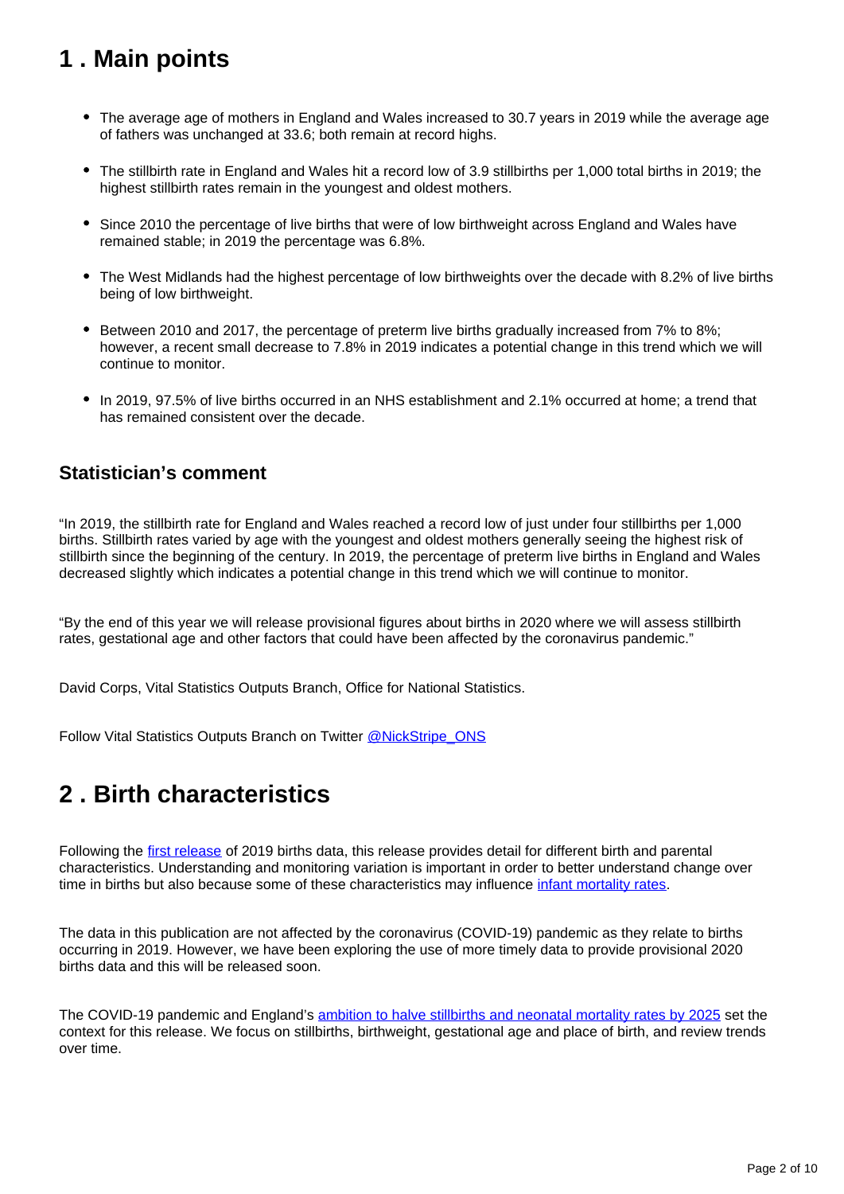## 1 . Main points

- The average age of mothers in England and Wales increased to 30.7 years in 2019 while the average age of fathers was unchanged at 33.6; both remain at record highs.
- The stillbirth rate in England and Wales hit a record low of 3.9 stillbirths per 1,000 total births in 2019; the highest stillbirth rates remain in the youngest and oldest mothers.
- Since 2010 the percentage of live births that were of low birthweight across England and Wales have remained stable; in 2019 the percentage was 6.8%.
- The West Midlands had the highest percentage of low birthweights over the decade with 8.2% of live births being of low birthweight.
- Between 2010 and 2017, the percentage of preterm live births gradually increased from 7% to 8%; however, a recent small decrease to 7.8% in 2019 indicates a potential change in this trend which we will continue to monitor.
- In 2019, 97.5% of live births occurred in an NHS establishment and 2.1% occurred at home; a trend that has remained consistent over the decade.

### Statistician's comment

"In 2019, the stillbirth rate for England and Wales reached a record low of just under four stillbirths per 1,000 births. Stillbirth rates varied by age with the youngest and oldest mothers generally seeing the highest risk of stillbirth since the beginning of the century. In 2019, the percentage of preterm live births in England and Wales decreased slightly which indicates a potential change in this trend which we will continue to monitor.

"By the end of this year we will release provisional figures about births in 2020 where we will assess stillbirth rates, gestational age and other factors that could have been affected by the coronavirus pandemic."

David Corps, Vital Statistics Outputs Branch, Office for National Statistics.

Follow Vital Statistics Outputs Branch on Twitter @NickStripe_ONS

## 2 . Birth characteristics

Following the first release of 2019 births data, this release provides detail for different birth and parental characteristics. Understanding and monitoring variation is important in order to better understand change over time in births but also because some of these characteristics may influence infant mortality rates.

The data in this publication are not affected by the coronavirus (COVID-19) pandemic as they relate to births occurring in 2019. However, we have been exploring the use of more timely data to provide provisional 2020 births data and this will be released soon.

The COVID-19 pandemic and England's ambition to halve stillbirths and neonatal mortality rates by 2025 set the context for this release. We focus on stillbirths, birthweight, gestational age and place of birth, and review trends over time.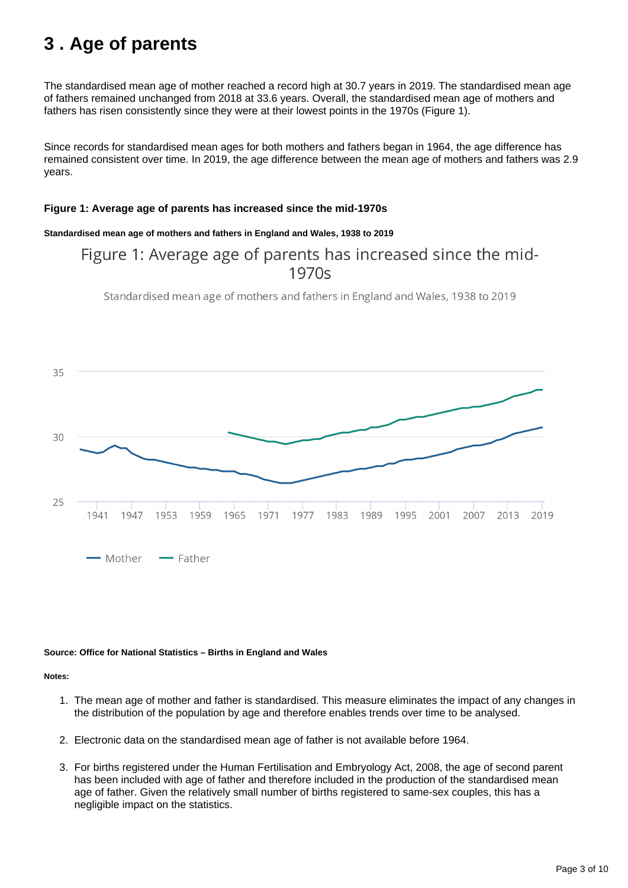# 3 . Age of parents

The standardised mean age of mother reached a record high at 30.7 years in 2019. The standardised mean age of fathers remained unchanged from 2018 at 33.6 years. Overall, the standardised mean age of mothers and fathers has risen consistently since they were at their lowest points in the 1970s (Figure 1).

Since records for standardised mean ages for both mothers and fathers began in 1964, the age difference has remained consistent over time. In 2019, the age difference between the mean age of mothers and fathers was 2.9 years.

**Figure 1: Average age of parents has increased since the mid-1970s**

**Standardised mean age of mothers and fathers in England and Wales, 1938 to 2019**

Figure 1: Average age of parents has increased since the mid-1970s

Standardised mean age of mothers and fathers in England and Wales, 1938 to 2019

**Source: Office for National Statistics – Births in England and Wales**

**Notes:**

1. The mean age of mother and father is standardised. This measure eliminates the impact of any changes in the distribution of the population by age and therefore enables trends over time to be analysed.

2. Electronic data on the standardised mean age of father is not available before 1964.

3. For births registered under the Human Fertilisation and Embryology Act, 2008, the age of second parent has been included with age of father and therefore included in the production of the standardised mean age of father. Given the relatively small number of births registered to same-sex couples, this has a negligible impact on the statistics.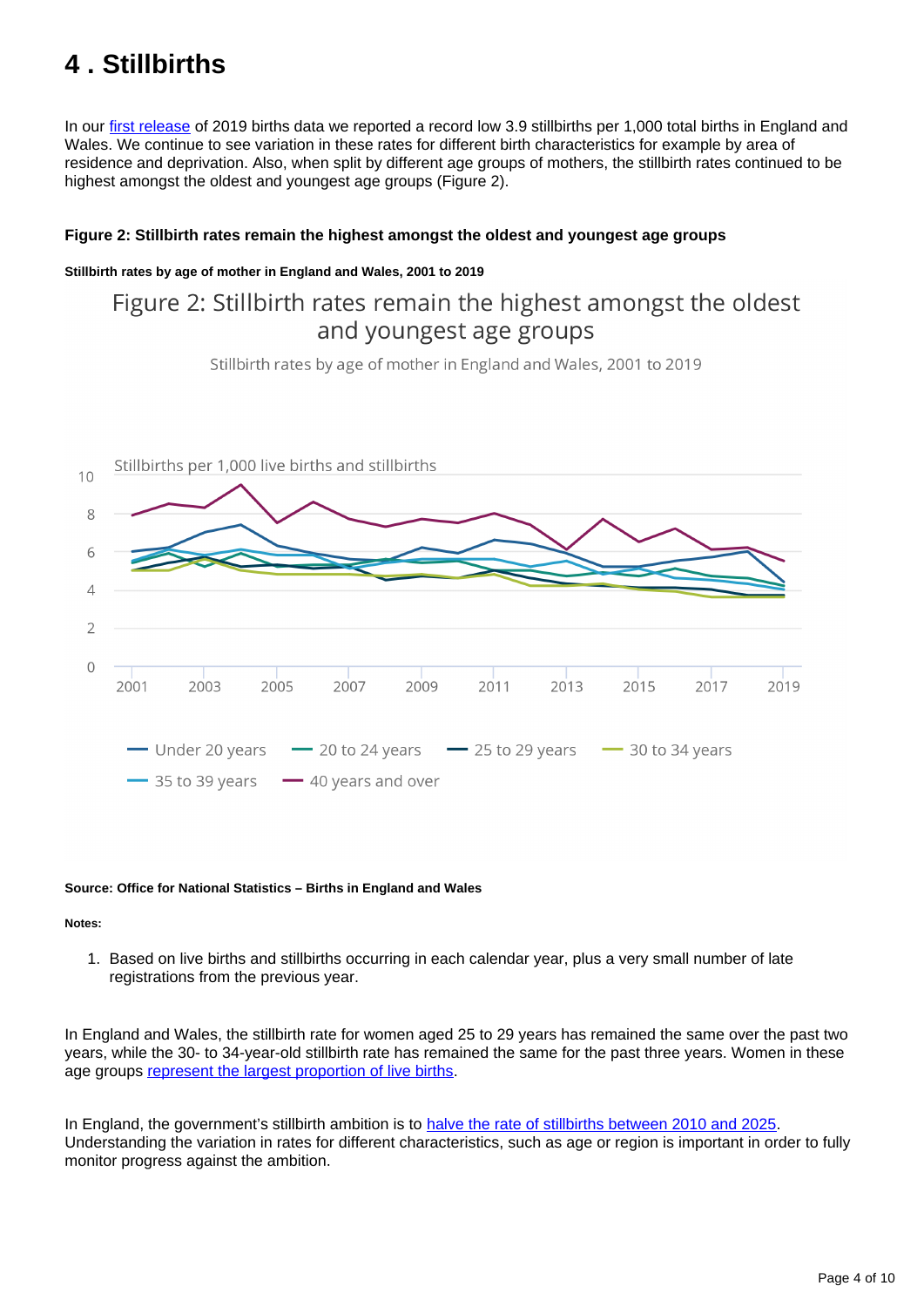# 4 . Stillbirths

In our first release of 2019 births data we reported a record low 3.9 stillbirths per 1,000 total births in England and Wales. We continue to see variation in these rates for different birth characteristics for example by area of residence and deprivation. Also, when split by different age groups of mothers, the stillbirth rates continued to be highest amongst the oldest and youngest age groups (Figure 2).

#### Figure 2: Stillbirth rates remain the highest amongst the oldest and youngest age groups

##### Stillbirth rates by age of mother in England and Wales, 2001 to 2019

Figure 2: Stillbirth rates remain the highest amongst the oldest and youngest age groups

Stillbirth rates by age of mother in England and Wales, 2001 to 2019

Stillbirths per 1,000 live births and stillbirths

Under 20 years, 20 to 24 years, 25 to 29 years, 30 to 34 years, 35 to 39 years, 40 years and over

##### Source: Office for National Statistics – Births in England and Wales

##### Notes:

1. Based on live births and stillbirths occurring in each calendar year, plus a very small number of late registrations from the previous year.

In England and Wales, the stillbirth rate for women aged 25 to 29 years has remained the same over the past two years, while the 30- to 34-year-old stillbirth rate has remained the same for the past three years. Women in these age groups represent the largest proportion of live births.

In England, the government's stillbirth ambition is to halve the rate of stillbirths between 2010 and 2025. Understanding the variation in rates for different characteristics, such as age or region is important in order to fully monitor progress against the ambition.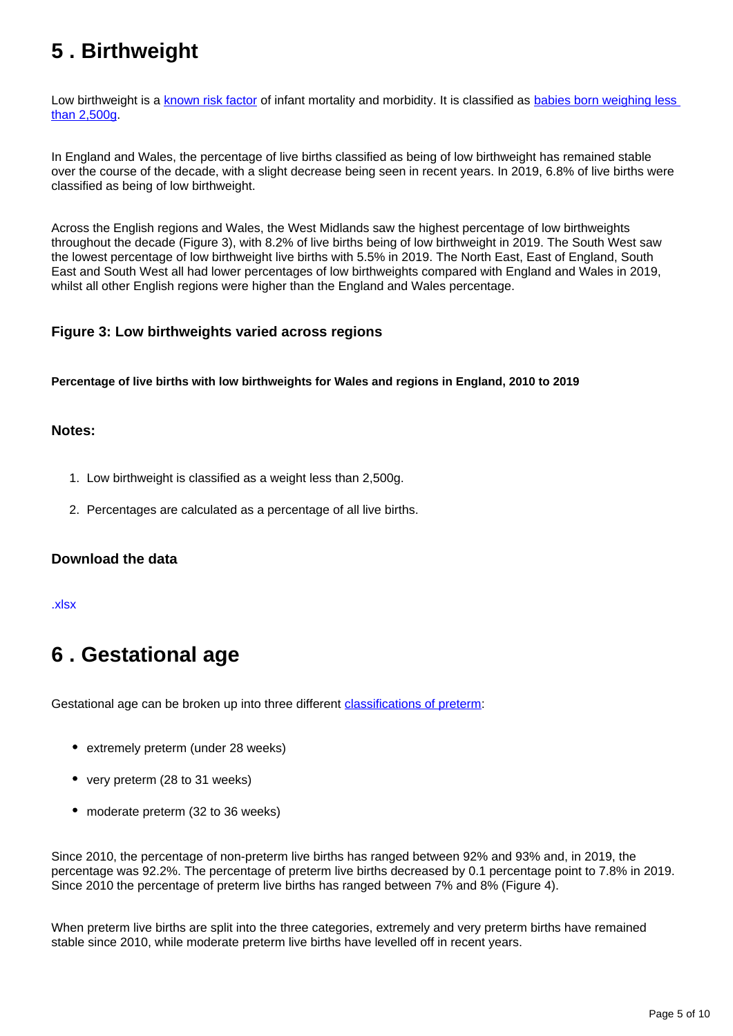## 5 . Birthweight

Low birthweight is a known risk factor of infant mortality and morbidity. It is classified as babies born weighing less than 2,500g.

In England and Wales, the percentage of live births classified as being of low birthweight has remained stable over the course of the decade, with a slight decrease being seen in recent years. In 2019, 6.8% of live births were classified as being of low birthweight.

Across the English regions and Wales, the West Midlands saw the highest percentage of low birthweights throughout the decade (Figure 3), with 8.2% of live births being of low birthweight in 2019. The South West saw the lowest percentage of low birthweight live births with 5.5% in 2019. The North East, East of England, South East and South West all had lower percentages of low birthweights compared with England and Wales in 2019, whilst all other English regions were higher than the England and Wales percentage.

### Figure 3: Low birthweights varied across regions

**Percentage of live births with low birthweights for Wales and regions in England, 2010 to 2019**

#### Notes:

1. Low birthweight is classified as a weight less than 2,500g.
2. Percentages are calculated as a percentage of all live births.

#### Download the data

.xlsx

## 6 . Gestational age

Gestational age can be broken up into three different classifications of preterm:

- extremely preterm (under 28 weeks)
- very preterm (28 to 31 weeks)
- moderate preterm (32 to 36 weeks)

Since 2010, the percentage of non-preterm live births has ranged between 92% and 93% and, in 2019, the percentage was 92.2%. The percentage of preterm live births decreased by 0.1 percentage point to 7.8% in 2019. Since 2010 the percentage of preterm live births has ranged between 7% and 8% (Figure 4).

When preterm live births are split into the three categories, extremely and very preterm births have remained stable since 2010, while moderate preterm live births have levelled off in recent years.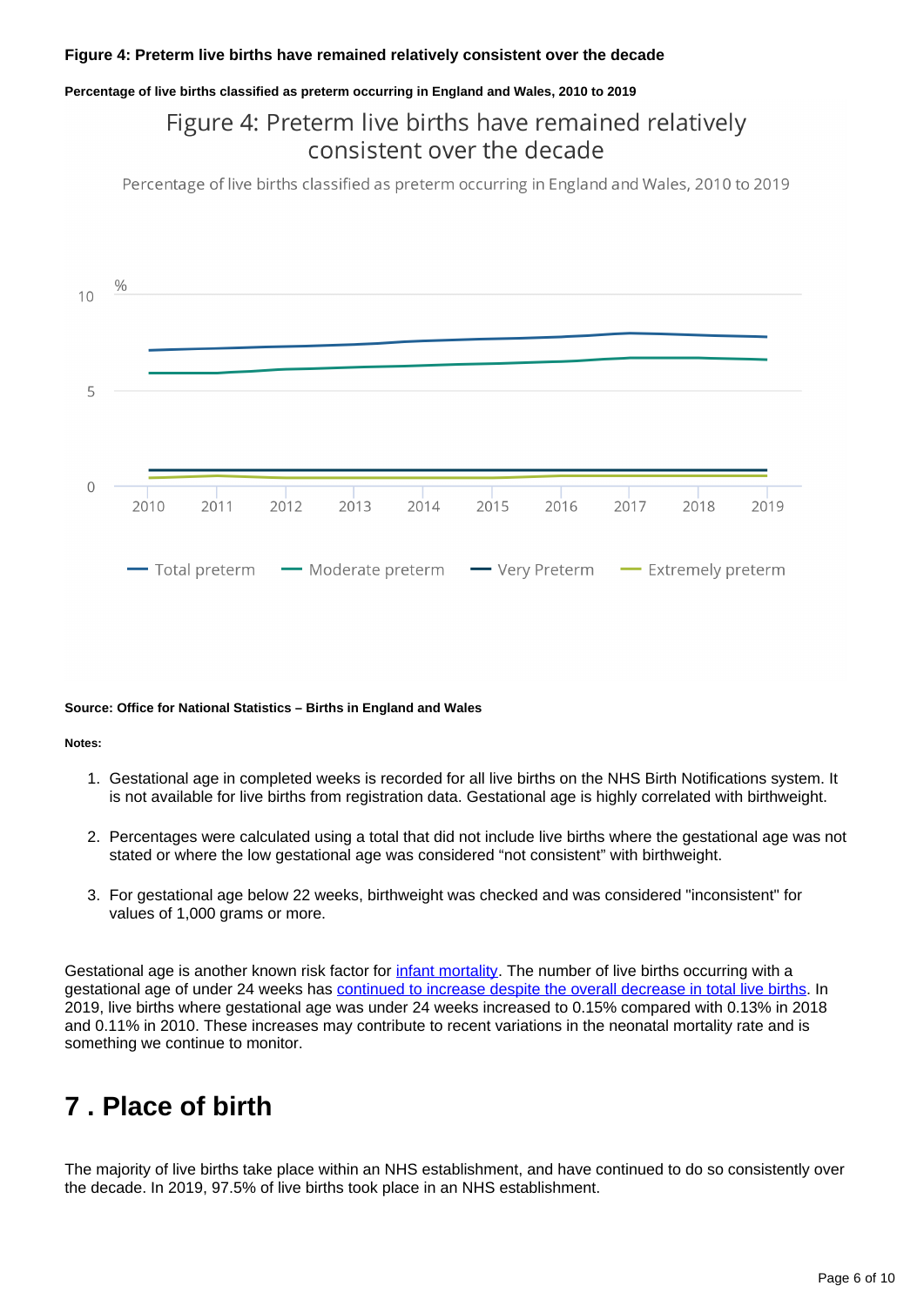**Figure 4: Preterm live births have remained relatively consistent over the decade**

**Percentage of live births classified as preterm occurring in England and Wales, 2010 to 2019**

**Source: Office for National Statistics – Births in England and Wales**

**Notes:**

1. Gestational age in completed weeks is recorded for all live births on the NHS Birth Notifications system. It is not available for live births from registration data. Gestational age is highly correlated with birthweight.

2. Percentages were calculated using a total that did not include live births where the gestational age was not stated or where the low gestational age was considered "not consistent" with birthweight.

3. For gestational age below 22 weeks, birthweight was checked and was considered "inconsistent" for values of 1,000 grams or more.

Gestational age is another known risk factor for infant mortality. The number of live births occurring with a gestational age of under 24 weeks has continued to increase despite the overall decrease in total live births. In 2019, live births where gestational age was under 24 weeks increased to 0.15% compared with 0.13% in 2018 and 0.11% in 2010. These increases may contribute to recent variations in the neonatal mortality rate and is something we continue to monitor.

## 7 . Place of birth

The majority of live births take place within an NHS establishment, and have continued to do so consistently over the decade. In 2019, 97.5% of live births took place in an NHS establishment.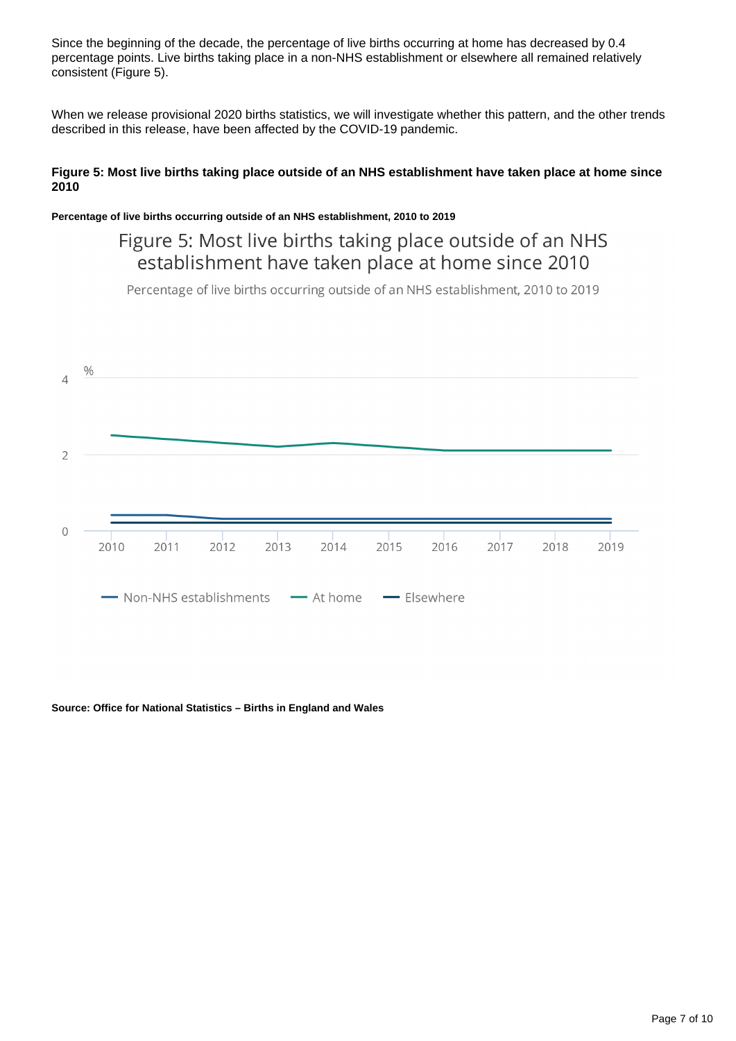Since the beginning of the decade, the percentage of live births occurring at home has decreased by 0.4 percentage points. Live births taking place in a non-NHS establishment or elsewhere all remained relatively consistent (Figure 5).

When we release provisional 2020 births statistics, we will investigate whether this pattern, and the other trends described in this release, have been affected by the COVID-19 pandemic.

**Figure 5: Most live births taking place outside of an NHS establishment have taken place at home since 2010**

**Percentage of live births occurring outside of an NHS establishment, 2010 to 2019**

**Source: Office for National Statistics – Births in England and Wales**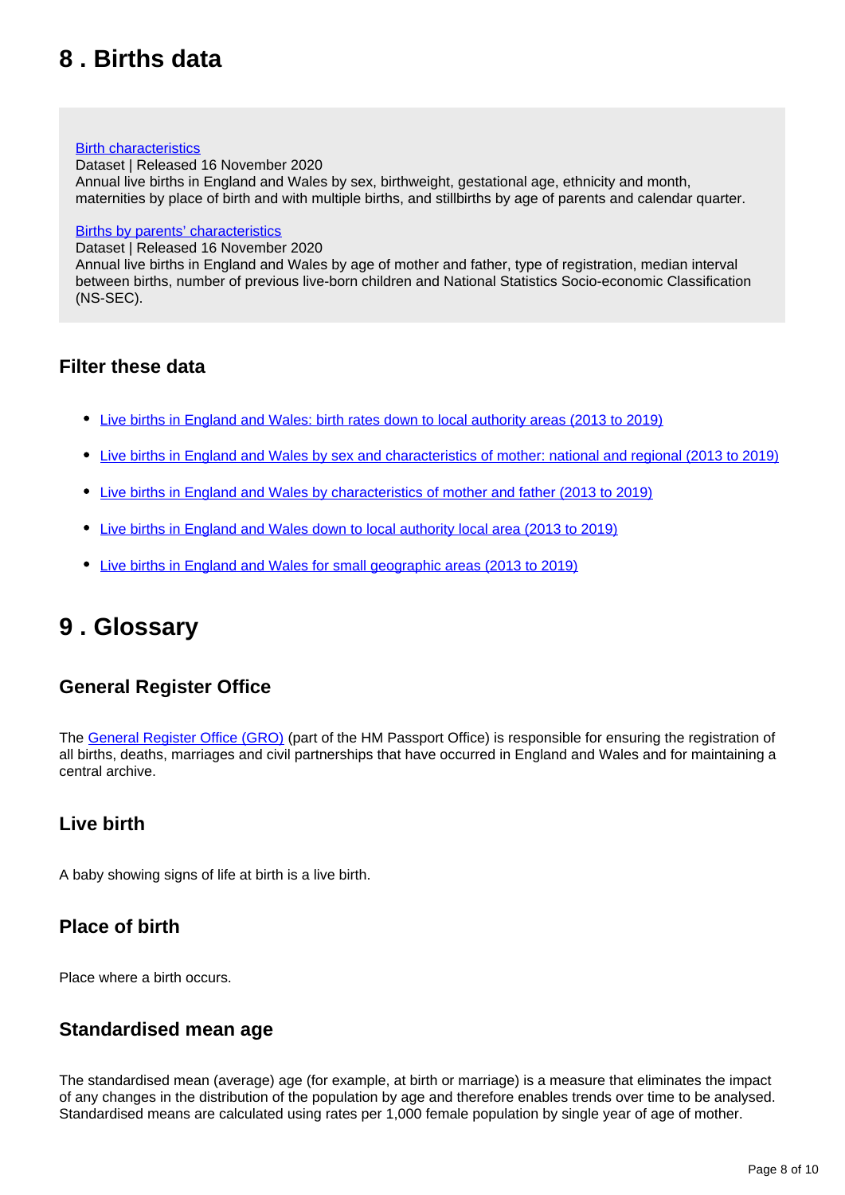## 8 . Births data

[Birth characteristics](#)
Dataset | Released 16 November 2020
Annual live births in England and Wales by sex, birthweight, gestational age, ethnicity and month, maternities by place of birth and with multiple births, and stillbirths by age of parents and calendar quarter.

[Births by parents' characteristics](#)
Dataset | Released 16 November 2020
Annual live births in England and Wales by age of mother and father, type of registration, median interval between births, number of previous live-born children and National Statistics Socio-economic Classification (NS-SEC).

### Filter these data

- Live births in England and Wales: birth rates down to local authority areas (2013 to 2019)
- Live births in England and Wales by sex and characteristics of mother: national and regional (2013 to 2019)
- Live births in England and Wales by characteristics of mother and father (2013 to 2019)
- Live births in England and Wales down to local authority local area (2013 to 2019)
- Live births in England and Wales for small geographic areas (2013 to 2019)

## 9 . Glossary

### General Register Office

The General Register Office (GRO) (part of the HM Passport Office) is responsible for ensuring the registration of all births, deaths, marriages and civil partnerships that have occurred in England and Wales and for maintaining a central archive.

### Live birth

A baby showing signs of life at birth is a live birth.

### Place of birth

Place where a birth occurs.

### Standardised mean age

The standardised mean (average) age (for example, at birth or marriage) is a measure that eliminates the impact of any changes in the distribution of the population by age and therefore enables trends over time to be analysed. Standardised means are calculated using rates per 1,000 female population by single year of age of mother.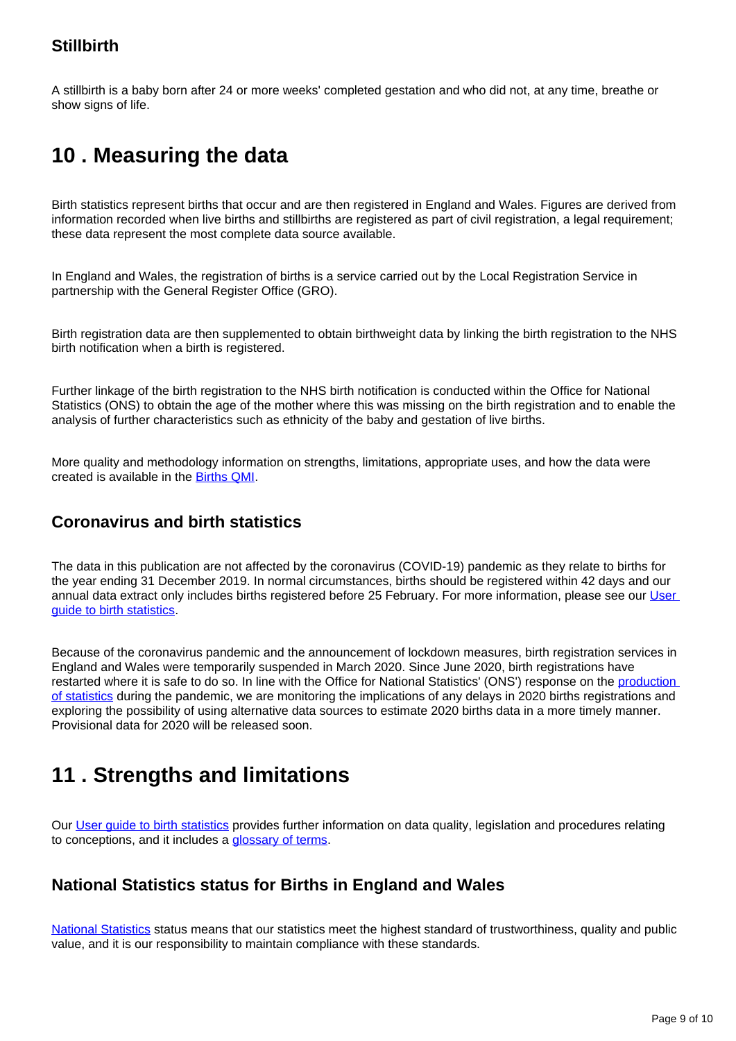### Stillbirth

A stillbirth is a baby born after 24 or more weeks' completed gestation and who did not, at any time, breathe or show signs of life.

## 10 . Measuring the data

Birth statistics represent births that occur and are then registered in England and Wales. Figures are derived from information recorded when live births and stillbirths are registered as part of civil registration, a legal requirement; these data represent the most complete data source available.

In England and Wales, the registration of births is a service carried out by the Local Registration Service in partnership with the General Register Office (GRO).

Birth registration data are then supplemented to obtain birthweight data by linking the birth registration to the NHS birth notification when a birth is registered.

Further linkage of the birth registration to the NHS birth notification is conducted within the Office for National Statistics (ONS) to obtain the age of the mother where this was missing on the birth registration and to enable the analysis of further characteristics such as ethnicity of the baby and gestation of live births.

More quality and methodology information on strengths, limitations, appropriate uses, and how the data were created is available in the Births QMI.

### Coronavirus and birth statistics

The data in this publication are not affected by the coronavirus (COVID-19) pandemic as they relate to births for the year ending 31 December 2019. In normal circumstances, births should be registered within 42 days and our annual data extract only includes births registered before 25 February. For more information, please see our User guide to birth statistics.

Because of the coronavirus pandemic and the announcement of lockdown measures, birth registration services in England and Wales were temporarily suspended in March 2020. Since June 2020, birth registrations have restarted where it is safe to do so. In line with the Office for National Statistics' (ONS') response on the production of statistics during the pandemic, we are monitoring the implications of any delays in 2020 births registrations and exploring the possibility of using alternative data sources to estimate 2020 births data in a more timely manner. Provisional data for 2020 will be released soon.

## 11 . Strengths and limitations

Our User guide to birth statistics provides further information on data quality, legislation and procedures relating to conceptions, and it includes a glossary of terms.

### National Statistics status for Births in England and Wales

National Statistics status means that our statistics meet the highest standard of trustworthiness, quality and public value, and it is our responsibility to maintain compliance with these standards.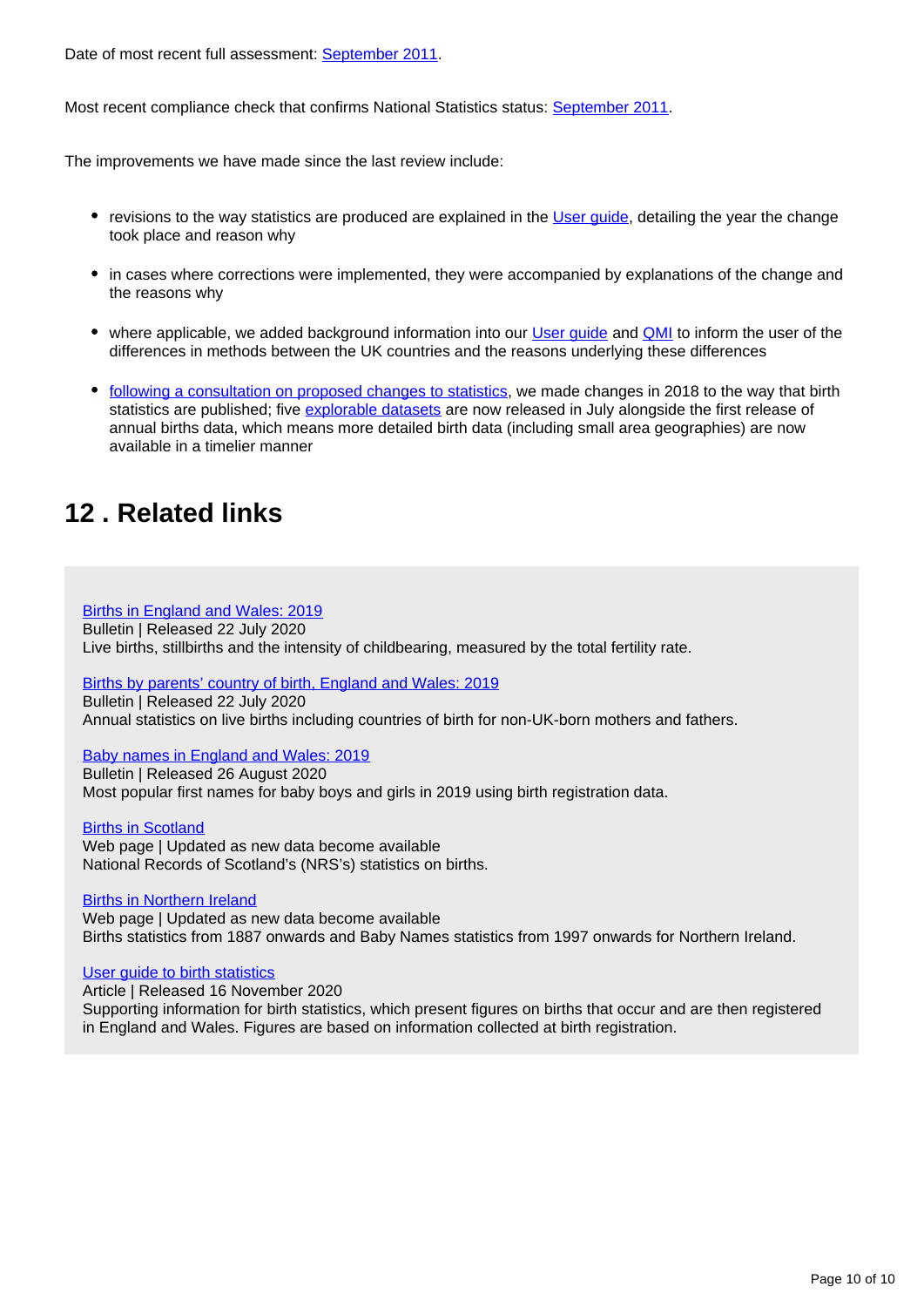Date of most recent full assessment: September 2011.

Most recent compliance check that confirms National Statistics status: September 2011.

The improvements we have made since the last review include:

- revisions to the way statistics are produced are explained in the User guide, detailing the year the change took place and reason why
- in cases where corrections were implemented, they were accompanied by explanations of the change and the reasons why
- where applicable, we added background information into our User guide and QMI to inform the user of the differences in methods between the UK countries and the reasons underlying these differences
- following a consultation on proposed changes to statistics, we made changes in 2018 to the way that birth statistics are published; five explorable datasets are now released in July alongside the first release of annual births data, which means more detailed birth data (including small area geographies) are now available in a timelier manner

## 12 . Related links

Births in England and Wales: 2019
Bulletin | Released 22 July 2020
Live births, stillbirths and the intensity of childbearing, measured by the total fertility rate.

Births by parents' country of birth, England and Wales: 2019
Bulletin | Released 22 July 2020
Annual statistics on live births including countries of birth for non-UK-born mothers and fathers.

Baby names in England and Wales: 2019
Bulletin | Released 26 August 2020
Most popular first names for baby boys and girls in 2019 using birth registration data.

Births in Scotland
Web page | Updated as new data become available
National Records of Scotland's (NRS's) statistics on births.

Births in Northern Ireland
Web page | Updated as new data become available
Births statistics from 1887 onwards and Baby Names statistics from 1997 onwards for Northern Ireland.

User guide to birth statistics
Article | Released 16 November 2020
Supporting information for birth statistics, which present figures on births that occur and are then registered in England and Wales. Figures are based on information collected at birth registration.